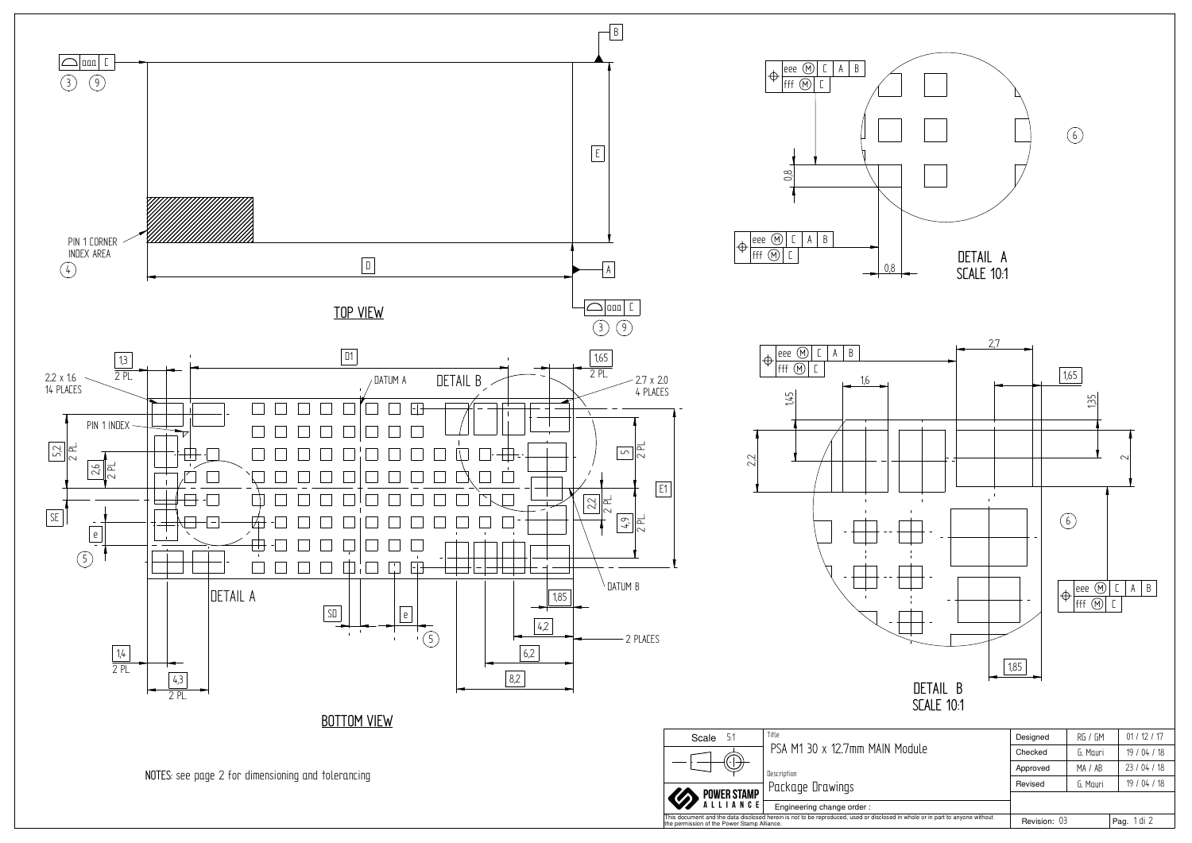TOP VIEW

PIN 1 CORNER INDEX AREA (4)

D, E, A, B, aaa C (3) (9)

BOTTOM VIEW

2.2 x 1.6 14 PLACES

2.7 x 2.0 4 PLACES

PIN 1 INDEX

DATUM A

DATUM B

DETAIL A

DETAIL B

D1, E1, SD, SE, e (5)

1,3 2 PL.; 1,65 2 PL.; 5,2 2 PL.; 2,6 2 PL.; 5 2 PL.; 2,2 2 PL.; 4,9 2 PL.; 1,85; 4,2; 6,2; 8,2; 1,4 2 PL.; 4,3 2 PL.; 2 PLACES

DETAIL A SCALE 10:1

eee (M) C A B / fff (M) C

0,8; 0,8 (6)

DETAIL B SCALE 10:1

eee (M) C A B / fff (M) C

2,7; 1,6; 1,65; 1,45; 1,35; 2,2; 2; 1,85 (6)

NOTES: see page 2 for dimensioning and tolerancing

| Scale 5:1 | Title: PSA M1 30 x 12.7mm MAIN Module | Designed | RG / GM | 01 / 12 / 17 |
|---|---|---|---|---|
| | | Checked | G. Mauri | 19 / 04 / 18 |
| | Description: Package Drawings | Approved | MA / AB | 23 / 04 / 18 |
| POWER STAMP ALLIANCE | | Revised | G. Mauri | 19 / 04 / 18 |
| | Engineering change order : | | | |
| This document and the data disclosed herein is not to be reproduced, used or disclosed in whole or in part to anyone without the permission of the Power Stamp Alliance. | | Revision: 03 | | |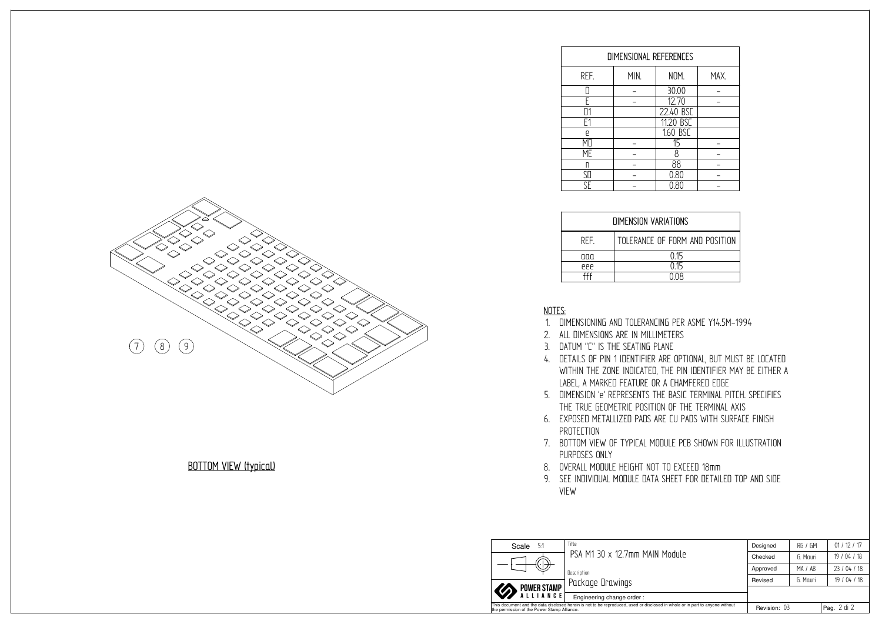BOTTOM VIEW (typical)

(7) (8) (9)

| DIMENSIONAL REFERENCES | | | |
|---|---|---|---|
| REF. | MIN. | NOM. | MAX. |
| D | – | 30.00 | – |
| E | – | 12.70 | – |
| D1 | | 22.40 BSC | |
| E1 | | 11.20 BSC | |
| e | | 1.60 BSC | |
| MD | – | 15 | – |
| ME | – | 8 | – |
| n | – | 88 | – |
| SD | – | 0.80 | – |
| SE | – | 0.80 | – |

| DIMENSION VARIATIONS | |
|---|---|
| REF. | TOLERANCE OF FORM AND POSITION |
| aaa | 0.15 |
| eee | 0.15 |
| fff | 0.08 |

NOTES:

1. DIMENSIONING AND TOLERANCING PER ASME Y14.5M-1994
2. ALL DIMENSIONS ARE IN MILLIMETERS
3. DATUM "C" IS THE SEATING PLANE
4. DETAILS OF PIN 1 IDENTIFIER ARE OPTIONAL, BUT MUST BE LOCATED WITHIN THE ZONE INDICATED, THE PIN IDENTIFIER MAY BE EITHER A LABEL, A MARKED FEATURE OR A CHAMFERED EDGE
5. DIMENSION 'e' REPRESENTS THE BASIC TERMINAL PITCH. SPECIFIES THE TRUE GEOMETRIC POSITION OF THE TERMINAL AXIS
6. EXPOSED METALLIZED PADS ARE CU PADS WITH SURFACE FINISH PROTECTION
7. BOTTOM VIEW OF TYPICAL MODULE PCB SHOWN FOR ILLUSTRATION PURPOSES ONLY
8. OVERALL MODULE HEIGHT NOT TO EXCEED 18mm
9. SEE INDIVIDUAL MODULE DATA SHEET FOR DETAILED TOP AND SIDE VIEW

| | | | | |
|---|---|---|---|---|
| Scale 5:1 | Title: PSA M1 30 x 12.7mm MAIN Module | Designed | RG / GM | 01 / 12 / 17 |
| | | Checked | G. Mauri | 19 / 04 / 18 |
| | Description: Package Drawings | Approved | MA / AB | 23 / 04 / 18 |
| POWER STAMP ALLIANCE | | Revised | G. Mauri | 19 / 04 / 18 |
| | Engineering change order : | | | |
| This document and the data disclosed herein is not to be reproduced, used or disclosed in whole or in part to anyone without the permission of the Power Stamp Alliance. | | Revision: 03 | | Pag. 2 di 2 |